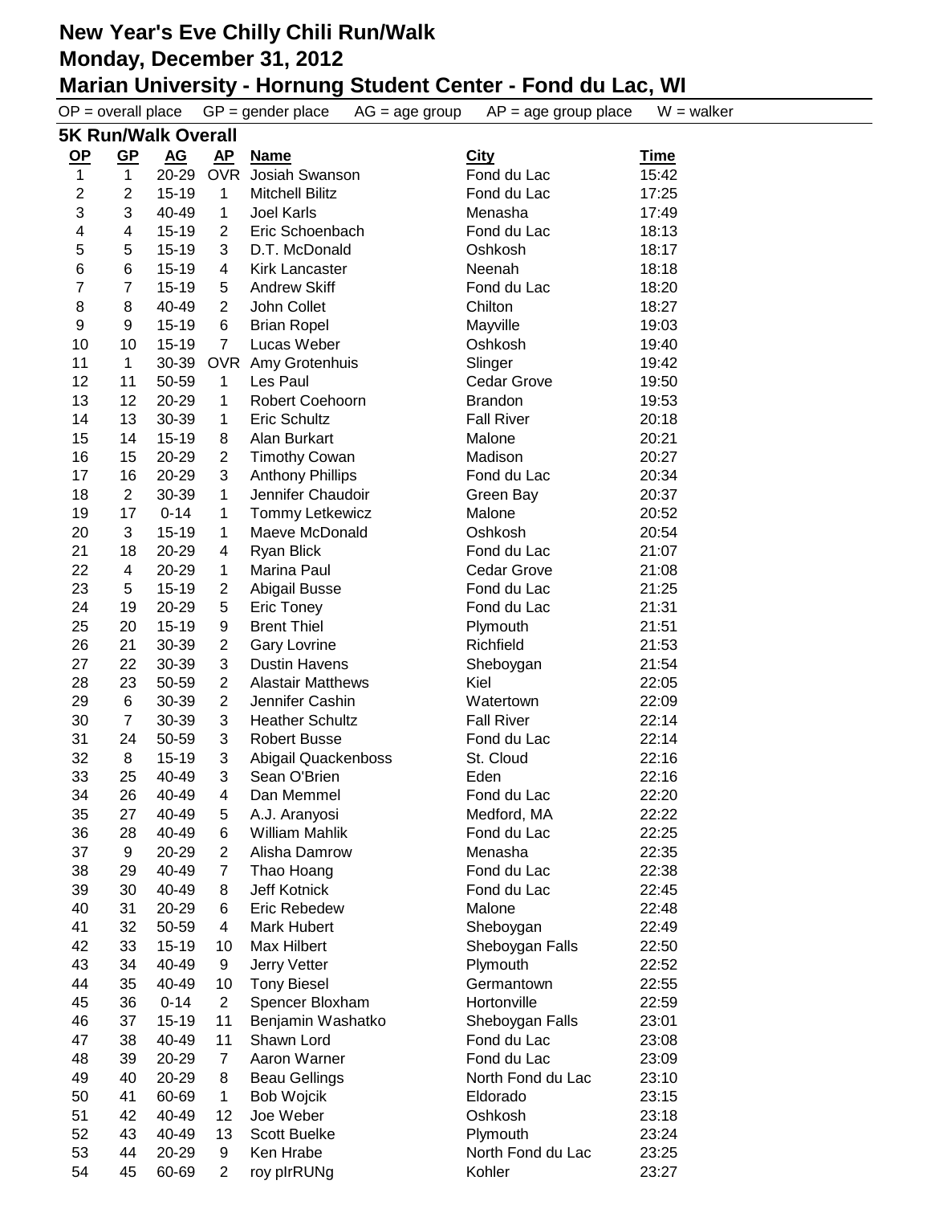# New Year's Eve Chilly Chili Run/Walk

## Monday, December 31, 2012

## Marian University - Hornung Student Center - Fond du Lac, WI

OP = overall place GP = gender place AG = age group AP = age group place W = walker

### 5K Run/Walk Overall

| OP | GP | AG | AP | Name | City | Time |
|---|---|---|---|---|---|---|
| 1 | 1 | 20-29 | OVR | Josiah Swanson | Fond du Lac | 15:42 |
| 2 | 2 | 15-19 | 1 | Mitchell Bilitz | Fond du Lac | 17:25 |
| 3 | 3 | 40-49 | 1 | Joel Karls | Menasha | 17:49 |
| 4 | 4 | 15-19 | 2 | Eric Schoenbach | Fond du Lac | 18:13 |
| 5 | 5 | 15-19 | 3 | D.T. McDonald | Oshkosh | 18:17 |
| 6 | 6 | 15-19 | 4 | Kirk Lancaster | Neenah | 18:18 |
| 7 | 7 | 15-19 | 5 | Andrew Skiff | Fond du Lac | 18:20 |
| 8 | 8 | 40-49 | 2 | John Collet | Chilton | 18:27 |
| 9 | 9 | 15-19 | 6 | Brian Ropel | Mayville | 19:03 |
| 10 | 10 | 15-19 | 7 | Lucas Weber | Oshkosh | 19:40 |
| 11 | 1 | 30-39 | OVR | Amy Grotenhuis | Slinger | 19:42 |
| 12 | 11 | 50-59 | 1 | Les Paul | Cedar Grove | 19:50 |
| 13 | 12 | 20-29 | 1 | Robert Coehoorn | Brandon | 19:53 |
| 14 | 13 | 30-39 | 1 | Eric Schultz | Fall River | 20:18 |
| 15 | 14 | 15-19 | 8 | Alan Burkart | Malone | 20:21 |
| 16 | 15 | 20-29 | 2 | Timothy Cowan | Madison | 20:27 |
| 17 | 16 | 20-29 | 3 | Anthony Phillips | Fond du Lac | 20:34 |
| 18 | 2 | 30-39 | 1 | Jennifer Chaudoir | Green Bay | 20:37 |
| 19 | 17 | 0-14 | 1 | Tommy Letkewicz | Malone | 20:52 |
| 20 | 3 | 15-19 | 1 | Maeve McDonald | Oshkosh | 20:54 |
| 21 | 18 | 20-29 | 4 | Ryan Blick | Fond du Lac | 21:07 |
| 22 | 4 | 20-29 | 1 | Marina Paul | Cedar Grove | 21:08 |
| 23 | 5 | 15-19 | 2 | Abigail Busse | Fond du Lac | 21:25 |
| 24 | 19 | 20-29 | 5 | Eric Toney | Fond du Lac | 21:31 |
| 25 | 20 | 15-19 | 9 | Brent Thiel | Plymouth | 21:51 |
| 26 | 21 | 30-39 | 2 | Gary Lovrine | Richfield | 21:53 |
| 27 | 22 | 30-39 | 3 | Dustin Havens | Sheboygan | 21:54 |
| 28 | 23 | 50-59 | 2 | Alastair Matthews | Kiel | 22:05 |
| 29 | 6 | 30-39 | 2 | Jennifer Cashin | Watertown | 22:09 |
| 30 | 7 | 30-39 | 3 | Heather Schultz | Fall River | 22:14 |
| 31 | 24 | 50-59 | 3 | Robert Busse | Fond du Lac | 22:14 |
| 32 | 8 | 15-19 | 3 | Abigail Quackenboss | St. Cloud | 22:16 |
| 33 | 25 | 40-49 | 3 | Sean O'Brien | Eden | 22:16 |
| 34 | 26 | 40-49 | 4 | Dan Memmel | Fond du Lac | 22:20 |
| 35 | 27 | 40-49 | 5 | A.J. Aranyosi | Medford, MA | 22:22 |
| 36 | 28 | 40-49 | 6 | William Mahlik | Fond du Lac | 22:25 |
| 37 | 9 | 20-29 | 2 | Alisha Damrow | Menasha | 22:35 |
| 38 | 29 | 40-49 | 7 | Thao Hoang | Fond du Lac | 22:38 |
| 39 | 30 | 40-49 | 8 | Jeff Kotnick | Fond du Lac | 22:45 |
| 40 | 31 | 20-29 | 6 | Eric Rebedew | Malone | 22:48 |
| 41 | 32 | 50-59 | 4 | Mark Hubert | Sheboygan | 22:49 |
| 42 | 33 | 15-19 | 10 | Max Hilbert | Sheboygan Falls | 22:50 |
| 43 | 34 | 40-49 | 9 | Jerry Vetter | Plymouth | 22:52 |
| 44 | 35 | 40-49 | 10 | Tony Biesel | Germantown | 22:55 |
| 45 | 36 | 0-14 | 2 | Spencer Bloxham | Hortonville | 22:59 |
| 46 | 37 | 15-19 | 11 | Benjamin Washatko | Sheboygan Falls | 23:01 |
| 47 | 38 | 40-49 | 11 | Shawn Lord | Fond du Lac | 23:08 |
| 48 | 39 | 20-29 | 7 | Aaron Warner | Fond du Lac | 23:09 |
| 49 | 40 | 20-29 | 8 | Beau Gellings | North Fond du Lac | 23:10 |
| 50 | 41 | 60-69 | 1 | Bob Wojcik | Eldorado | 23:15 |
| 51 | 42 | 40-49 | 12 | Joe Weber | Oshkosh | 23:18 |
| 52 | 43 | 40-49 | 13 | Scott Buelke | Plymouth | 23:24 |
| 53 | 44 | 20-29 | 9 | Ken Hrabe | North Fond du Lac | 23:25 |
| 54 | 45 | 60-69 | 2 | roy pIrRUNg | Kohler | 23:27 |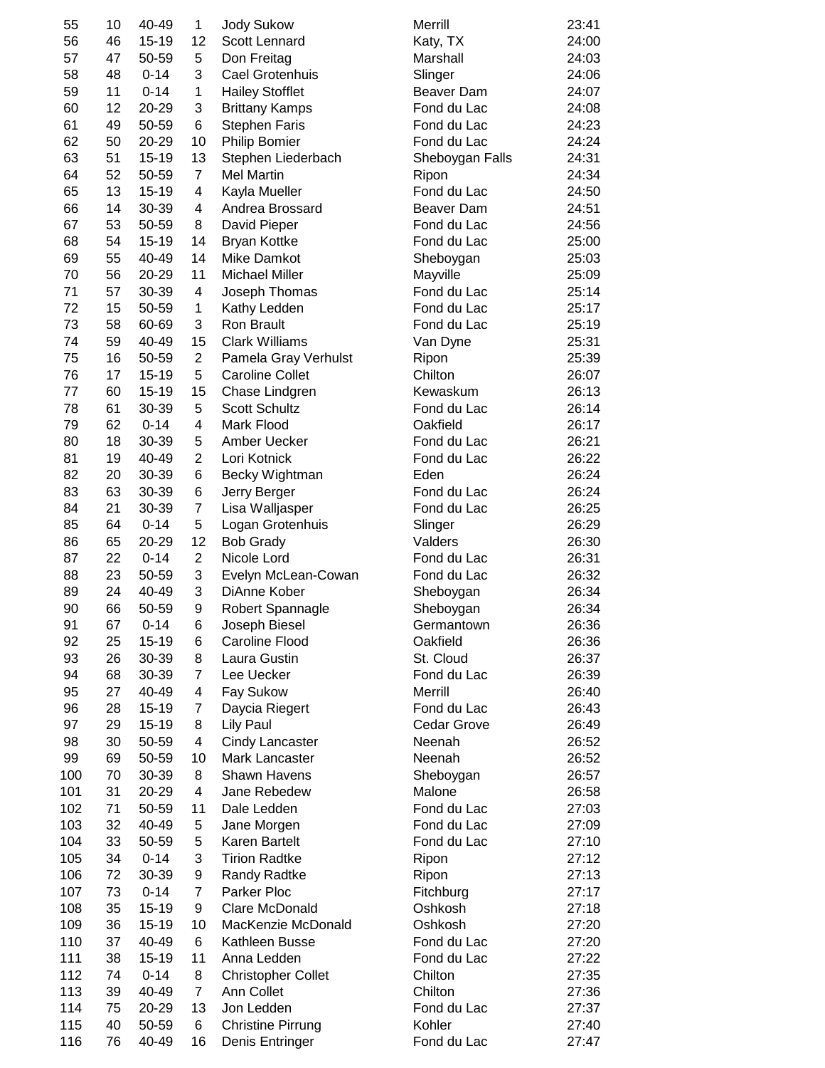| | | | | | | |
|---|---|---|---|---|---|---|
| 55 | 10 | 40-49 | 1 | Jody Sukow | Merrill | 23:41 |
| 56 | 46 | 15-19 | 12 | Scott Lennard | Katy, TX | 24:00 |
| 57 | 47 | 50-59 | 5 | Don Freitag | Marshall | 24:03 |
| 58 | 48 | 0-14 | 3 | Cael Grotenhuis | Slinger | 24:06 |
| 59 | 11 | 0-14 | 1 | Hailey Stofflet | Beaver Dam | 24:07 |
| 60 | 12 | 20-29 | 3 | Brittany Kamps | Fond du Lac | 24:08 |
| 61 | 49 | 50-59 | 6 | Stephen Faris | Fond du Lac | 24:23 |
| 62 | 50 | 20-29 | 10 | Philip Bomier | Fond du Lac | 24:24 |
| 63 | 51 | 15-19 | 13 | Stephen Liederbach | Sheboygan Falls | 24:31 |
| 64 | 52 | 50-59 | 7 | Mel Martin | Ripon | 24:34 |
| 65 | 13 | 15-19 | 4 | Kayla Mueller | Fond du Lac | 24:50 |
| 66 | 14 | 30-39 | 4 | Andrea Brossard | Beaver Dam | 24:51 |
| 67 | 53 | 50-59 | 8 | David Pieper | Fond du Lac | 24:56 |
| 68 | 54 | 15-19 | 14 | Bryan Kottke | Fond du Lac | 25:00 |
| 69 | 55 | 40-49 | 14 | Mike Damkot | Sheboygan | 25:03 |
| 70 | 56 | 20-29 | 11 | Michael Miller | Mayville | 25:09 |
| 71 | 57 | 30-39 | 4 | Joseph Thomas | Fond du Lac | 25:14 |
| 72 | 15 | 50-59 | 1 | Kathy Ledden | Fond du Lac | 25:17 |
| 73 | 58 | 60-69 | 3 | Ron Brault | Fond du Lac | 25:19 |
| 74 | 59 | 40-49 | 15 | Clark Williams | Van Dyne | 25:31 |
| 75 | 16 | 50-59 | 2 | Pamela Gray Verhulst | Ripon | 25:39 |
| 76 | 17 | 15-19 | 5 | Caroline Collet | Chilton | 26:07 |
| 77 | 60 | 15-19 | 15 | Chase Lindgren | Kewaskum | 26:13 |
| 78 | 61 | 30-39 | 5 | Scott Schultz | Fond du Lac | 26:14 |
| 79 | 62 | 0-14 | 4 | Mark Flood | Oakfield | 26:17 |
| 80 | 18 | 30-39 | 5 | Amber Uecker | Fond du Lac | 26:21 |
| 81 | 19 | 40-49 | 2 | Lori Kotnick | Fond du Lac | 26:22 |
| 82 | 20 | 30-39 | 6 | Becky Wightman | Eden | 26:24 |
| 83 | 63 | 30-39 | 6 | Jerry Berger | Fond du Lac | 26:24 |
| 84 | 21 | 30-39 | 7 | Lisa Walljasper | Fond du Lac | 26:25 |
| 85 | 64 | 0-14 | 5 | Logan Grotenhuis | Slinger | 26:29 |
| 86 | 65 | 20-29 | 12 | Bob Grady | Valders | 26:30 |
| 87 | 22 | 0-14 | 2 | Nicole Lord | Fond du Lac | 26:31 |
| 88 | 23 | 50-59 | 3 | Evelyn McLean-Cowan | Fond du Lac | 26:32 |
| 89 | 24 | 40-49 | 3 | DiAnne Kober | Sheboygan | 26:34 |
| 90 | 66 | 50-59 | 9 | Robert Spannagle | Sheboygan | 26:34 |
| 91 | 67 | 0-14 | 6 | Joseph Biesel | Germantown | 26:36 |
| 92 | 25 | 15-19 | 6 | Caroline Flood | Oakfield | 26:36 |
| 93 | 26 | 30-39 | 8 | Laura Gustin | St. Cloud | 26:37 |
| 94 | 68 | 30-39 | 7 | Lee Uecker | Fond du Lac | 26:39 |
| 95 | 27 | 40-49 | 4 | Fay Sukow | Merrill | 26:40 |
| 96 | 28 | 15-19 | 7 | Daycia Riegert | Fond du Lac | 26:43 |
| 97 | 29 | 15-19 | 8 | Lily Paul | Cedar Grove | 26:49 |
| 98 | 30 | 50-59 | 4 | Cindy Lancaster | Neenah | 26:52 |
| 99 | 69 | 50-59 | 10 | Mark Lancaster | Neenah | 26:52 |
| 100 | 70 | 30-39 | 8 | Shawn Havens | Sheboygan | 26:57 |
| 101 | 31 | 20-29 | 4 | Jane Rebedew | Malone | 26:58 |
| 102 | 71 | 50-59 | 11 | Dale Ledden | Fond du Lac | 27:03 |
| 103 | 32 | 40-49 | 5 | Jane Morgen | Fond du Lac | 27:09 |
| 104 | 33 | 50-59 | 5 | Karen Bartelt | Fond du Lac | 27:10 |
| 105 | 34 | 0-14 | 3 | Tirion Radtke | Ripon | 27:12 |
| 106 | 72 | 30-39 | 9 | Randy Radtke | Ripon | 27:13 |
| 107 | 73 | 0-14 | 7 | Parker Ploc | Fitchburg | 27:17 |
| 108 | 35 | 15-19 | 9 | Clare McDonald | Oshkosh | 27:18 |
| 109 | 36 | 15-19 | 10 | MacKenzie McDonald | Oshkosh | 27:20 |
| 110 | 37 | 40-49 | 6 | Kathleen Busse | Fond du Lac | 27:20 |
| 111 | 38 | 15-19 | 11 | Anna Ledden | Fond du Lac | 27:22 |
| 112 | 74 | 0-14 | 8 | Christopher Collet | Chilton | 27:35 |
| 113 | 39 | 40-49 | 7 | Ann Collet | Chilton | 27:36 |
| 114 | 75 | 20-29 | 13 | Jon Ledden | Fond du Lac | 27:37 |
| 115 | 40 | 50-59 | 6 | Christine Pirrung | Kohler | 27:40 |
| 116 | 76 | 40-49 | 16 | Denis Entringer | Fond du Lac | 27:47 |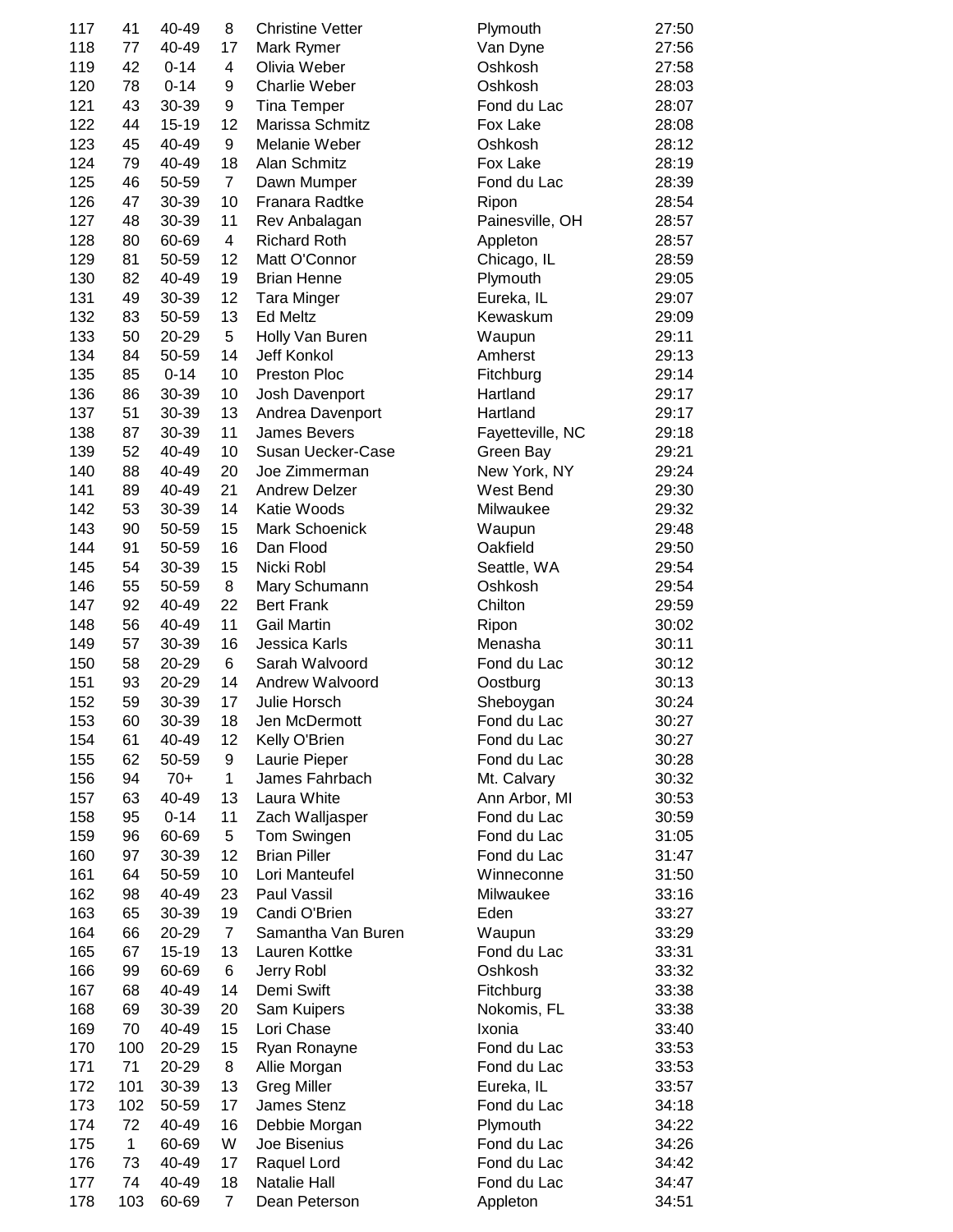| | | | | | | |
|---|---|---|---|---|---|---|
| 117 | 41 | 40-49 | 8 | Christine Vetter | Plymouth | 27:50 |
| 118 | 77 | 40-49 | 17 | Mark Rymer | Van Dyne | 27:56 |
| 119 | 42 | 0-14 | 4 | Olivia Weber | Oshkosh | 27:58 |
| 120 | 78 | 0-14 | 9 | Charlie Weber | Oshkosh | 28:03 |
| 121 | 43 | 30-39 | 9 | Tina Temper | Fond du Lac | 28:07 |
| 122 | 44 | 15-19 | 12 | Marissa Schmitz | Fox Lake | 28:08 |
| 123 | 45 | 40-49 | 9 | Melanie Weber | Oshkosh | 28:12 |
| 124 | 79 | 40-49 | 18 | Alan Schmitz | Fox Lake | 28:19 |
| 125 | 46 | 50-59 | 7 | Dawn Mumper | Fond du Lac | 28:39 |
| 126 | 47 | 30-39 | 10 | Franara Radtke | Ripon | 28:54 |
| 127 | 48 | 30-39 | 11 | Rev Anbalagan | Painesville, OH | 28:57 |
| 128 | 80 | 60-69 | 4 | Richard Roth | Appleton | 28:57 |
| 129 | 81 | 50-59 | 12 | Matt O'Connor | Chicago, IL | 28:59 |
| 130 | 82 | 40-49 | 19 | Brian Henne | Plymouth | 29:05 |
| 131 | 49 | 30-39 | 12 | Tara Minger | Eureka, IL | 29:07 |
| 132 | 83 | 50-59 | 13 | Ed Meltz | Kewaskum | 29:09 |
| 133 | 50 | 20-29 | 5 | Holly Van Buren | Waupun | 29:11 |
| 134 | 84 | 50-59 | 14 | Jeff Konkol | Amherst | 29:13 |
| 135 | 85 | 0-14 | 10 | Preston Ploc | Fitchburg | 29:14 |
| 136 | 86 | 30-39 | 10 | Josh Davenport | Hartland | 29:17 |
| 137 | 51 | 30-39 | 13 | Andrea Davenport | Hartland | 29:17 |
| 138 | 87 | 30-39 | 11 | James Bevers | Fayetteville, NC | 29:18 |
| 139 | 52 | 40-49 | 10 | Susan Uecker-Case | Green Bay | 29:21 |
| 140 | 88 | 40-49 | 20 | Joe Zimmerman | New York, NY | 29:24 |
| 141 | 89 | 40-49 | 21 | Andrew Delzer | West Bend | 29:30 |
| 142 | 53 | 30-39 | 14 | Katie Woods | Milwaukee | 29:32 |
| 143 | 90 | 50-59 | 15 | Mark Schoenick | Waupun | 29:48 |
| 144 | 91 | 50-59 | 16 | Dan Flood | Oakfield | 29:50 |
| 145 | 54 | 30-39 | 15 | Nicki Robl | Seattle, WA | 29:54 |
| 146 | 55 | 50-59 | 8 | Mary Schumann | Oshkosh | 29:54 |
| 147 | 92 | 40-49 | 22 | Bert Frank | Chilton | 29:59 |
| 148 | 56 | 40-49 | 11 | Gail Martin | Ripon | 30:02 |
| 149 | 57 | 30-39 | 16 | Jessica Karls | Menasha | 30:11 |
| 150 | 58 | 20-29 | 6 | Sarah Walvoord | Fond du Lac | 30:12 |
| 151 | 93 | 20-29 | 14 | Andrew Walvoord | Oostburg | 30:13 |
| 152 | 59 | 30-39 | 17 | Julie Horsch | Sheboygan | 30:24 |
| 153 | 60 | 30-39 | 18 | Jen McDermott | Fond du Lac | 30:27 |
| 154 | 61 | 40-49 | 12 | Kelly O'Brien | Fond du Lac | 30:27 |
| 155 | 62 | 50-59 | 9 | Laurie Pieper | Fond du Lac | 30:28 |
| 156 | 94 | 70+ | 1 | James Fahrbach | Mt. Calvary | 30:32 |
| 157 | 63 | 40-49 | 13 | Laura White | Ann Arbor, MI | 30:53 |
| 158 | 95 | 0-14 | 11 | Zach Walljasper | Fond du Lac | 30:59 |
| 159 | 96 | 60-69 | 5 | Tom Swingen | Fond du Lac | 31:05 |
| 160 | 97 | 30-39 | 12 | Brian Piller | Fond du Lac | 31:47 |
| 161 | 64 | 50-59 | 10 | Lori Manteufel | Winneconne | 31:50 |
| 162 | 98 | 40-49 | 23 | Paul Vassil | Milwaukee | 33:16 |
| 163 | 65 | 30-39 | 19 | Candi O'Brien | Eden | 33:27 |
| 164 | 66 | 20-29 | 7 | Samantha Van Buren | Waupun | 33:29 |
| 165 | 67 | 15-19 | 13 | Lauren Kottke | Fond du Lac | 33:31 |
| 166 | 99 | 60-69 | 6 | Jerry Robl | Oshkosh | 33:32 |
| 167 | 68 | 40-49 | 14 | Demi Swift | Fitchburg | 33:38 |
| 168 | 69 | 30-39 | 20 | Sam Kuipers | Nokomis, FL | 33:38 |
| 169 | 70 | 40-49 | 15 | Lori Chase | Ixonia | 33:40 |
| 170 | 100 | 20-29 | 15 | Ryan Ronayne | Fond du Lac | 33:53 |
| 171 | 71 | 20-29 | 8 | Allie Morgan | Fond du Lac | 33:53 |
| 172 | 101 | 30-39 | 13 | Greg Miller | Eureka, IL | 33:57 |
| 173 | 102 | 50-59 | 17 | James Stenz | Fond du Lac | 34:18 |
| 174 | 72 | 40-49 | 16 | Debbie Morgan | Plymouth | 34:22 |
| 175 | 1 | 60-69 | W | Joe Bisenius | Fond du Lac | 34:26 |
| 176 | 73 | 40-49 | 17 | Raquel Lord | Fond du Lac | 34:42 |
| 177 | 74 | 40-49 | 18 | Natalie Hall | Fond du Lac | 34:47 |
| 178 | 103 | 60-69 | 7 | Dean Peterson | Appleton | 34:51 |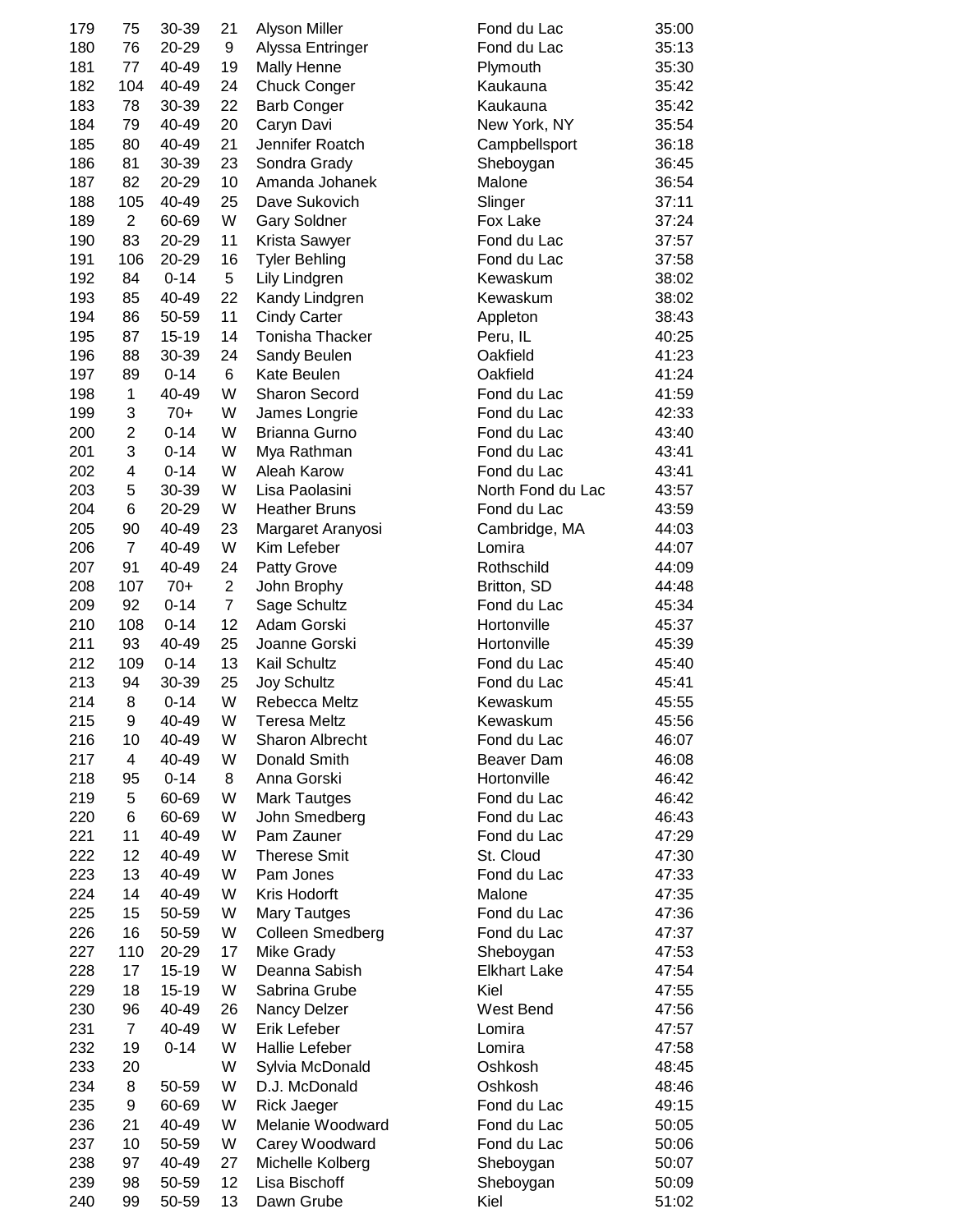| | | | | | | |
|---|---|---|---|---|---|---|
| 179 | 75 | 30-39 | 21 | Alyson Miller | Fond du Lac | 35:00 |
| 180 | 76 | 20-29 | 9 | Alyssa Entringer | Fond du Lac | 35:13 |
| 181 | 77 | 40-49 | 19 | Mally Henne | Plymouth | 35:30 |
| 182 | 104 | 40-49 | 24 | Chuck Conger | Kaukauna | 35:42 |
| 183 | 78 | 30-39 | 22 | Barb Conger | Kaukauna | 35:42 |
| 184 | 79 | 40-49 | 20 | Caryn Davi | New York, NY | 35:54 |
| 185 | 80 | 40-49 | 21 | Jennifer Roatch | Campbellsport | 36:18 |
| 186 | 81 | 30-39 | 23 | Sondra Grady | Sheboygan | 36:45 |
| 187 | 82 | 20-29 | 10 | Amanda Johanek | Malone | 36:54 |
| 188 | 105 | 40-49 | 25 | Dave Sukovich | Slinger | 37:11 |
| 189 | 2 | 60-69 | W | Gary Soldner | Fox Lake | 37:24 |
| 190 | 83 | 20-29 | 11 | Krista Sawyer | Fond du Lac | 37:57 |
| 191 | 106 | 20-29 | 16 | Tyler Behling | Fond du Lac | 37:58 |
| 192 | 84 | 0-14 | 5 | Lily Lindgren | Kewaskum | 38:02 |
| 193 | 85 | 40-49 | 22 | Kandy Lindgren | Kewaskum | 38:02 |
| 194 | 86 | 50-59 | 11 | Cindy Carter | Appleton | 38:43 |
| 195 | 87 | 15-19 | 14 | Tonisha Thacker | Peru, IL | 40:25 |
| 196 | 88 | 30-39 | 24 | Sandy Beulen | Oakfield | 41:23 |
| 197 | 89 | 0-14 | 6 | Kate Beulen | Oakfield | 41:24 |
| 198 | 1 | 40-49 | W | Sharon Secord | Fond du Lac | 41:59 |
| 199 | 3 | 70+ | W | James Longrie | Fond du Lac | 42:33 |
| 200 | 2 | 0-14 | W | Brianna Gurno | Fond du Lac | 43:40 |
| 201 | 3 | 0-14 | W | Mya Rathman | Fond du Lac | 43:41 |
| 202 | 4 | 0-14 | W | Aleah Karow | Fond du Lac | 43:41 |
| 203 | 5 | 30-39 | W | Lisa Paolasini | North Fond du Lac | 43:57 |
| 204 | 6 | 20-29 | W | Heather Bruns | Fond du Lac | 43:59 |
| 205 | 90 | 40-49 | 23 | Margaret Aranyosi | Cambridge, MA | 44:03 |
| 206 | 7 | 40-49 | W | Kim Lefeber | Lomira | 44:07 |
| 207 | 91 | 40-49 | 24 | Patty Grove | Rothschild | 44:09 |
| 208 | 107 | 70+ | 2 | John Brophy | Britton, SD | 44:48 |
| 209 | 92 | 0-14 | 7 | Sage Schultz | Fond du Lac | 45:34 |
| 210 | 108 | 0-14 | 12 | Adam Gorski | Hortonville | 45:37 |
| 211 | 93 | 40-49 | 25 | Joanne Gorski | Hortonville | 45:39 |
| 212 | 109 | 0-14 | 13 | Kail Schultz | Fond du Lac | 45:40 |
| 213 | 94 | 30-39 | 25 | Joy Schultz | Fond du Lac | 45:41 |
| 214 | 8 | 0-14 | W | Rebecca Meltz | Kewaskum | 45:55 |
| 215 | 9 | 40-49 | W | Teresa Meltz | Kewaskum | 45:56 |
| 216 | 10 | 40-49 | W | Sharon Albrecht | Fond du Lac | 46:07 |
| 217 | 4 | 40-49 | W | Donald Smith | Beaver Dam | 46:08 |
| 218 | 95 | 0-14 | 8 | Anna Gorski | Hortonville | 46:42 |
| 219 | 5 | 60-69 | W | Mark Tautges | Fond du Lac | 46:42 |
| 220 | 6 | 60-69 | W | John Smedberg | Fond du Lac | 46:43 |
| 221 | 11 | 40-49 | W | Pam Zauner | Fond du Lac | 47:29 |
| 222 | 12 | 40-49 | W | Therese Smit | St. Cloud | 47:30 |
| 223 | 13 | 40-49 | W | Pam Jones | Fond du Lac | 47:33 |
| 224 | 14 | 40-49 | W | Kris Hodorft | Malone | 47:35 |
| 225 | 15 | 50-59 | W | Mary Tautges | Fond du Lac | 47:36 |
| 226 | 16 | 50-59 | W | Colleen Smedberg | Fond du Lac | 47:37 |
| 227 | 110 | 20-29 | 17 | Mike Grady | Sheboygan | 47:53 |
| 228 | 17 | 15-19 | W | Deanna Sabish | Elkhart Lake | 47:54 |
| 229 | 18 | 15-19 | W | Sabrina Grube | Kiel | 47:55 |
| 230 | 96 | 40-49 | 26 | Nancy Delzer | West Bend | 47:56 |
| 231 | 7 | 40-49 | W | Erik Lefeber | Lomira | 47:57 |
| 232 | 19 | 0-14 | W | Hallie Lefeber | Lomira | 47:58 |
| 233 | 20 | | W | Sylvia McDonald | Oshkosh | 48:45 |
| 234 | 8 | 50-59 | W | D.J. McDonald | Oshkosh | 48:46 |
| 235 | 9 | 60-69 | W | Rick Jaeger | Fond du Lac | 49:15 |
| 236 | 21 | 40-49 | W | Melanie Woodward | Fond du Lac | 50:05 |
| 237 | 10 | 50-59 | W | Carey Woodward | Fond du Lac | 50:06 |
| 238 | 97 | 40-49 | 27 | Michelle Kolberg | Sheboygan | 50:07 |
| 239 | 98 | 50-59 | 12 | Lisa Bischoff | Sheboygan | 50:09 |
| 240 | 99 | 50-59 | 13 | Dawn Grube | Kiel | 51:02 |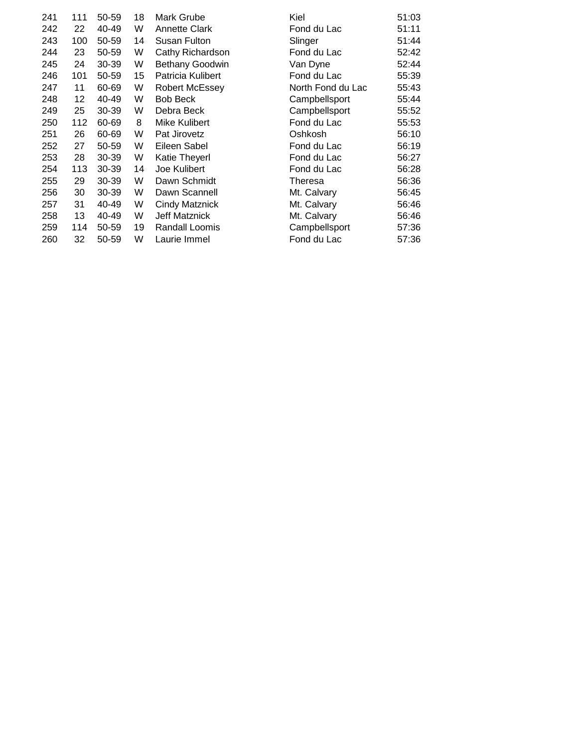| | | | | | | |
|---|---|---|---|---|---|---|
| 241 | 111 | 50-59 | 18 | Mark Grube | Kiel | 51:03 |
| 242 | 22 | 40-49 | W | Annette Clark | Fond du Lac | 51:11 |
| 243 | 100 | 50-59 | 14 | Susan Fulton | Slinger | 51:44 |
| 244 | 23 | 50-59 | W | Cathy Richardson | Fond du Lac | 52:42 |
| 245 | 24 | 30-39 | W | Bethany Goodwin | Van Dyne | 52:44 |
| 246 | 101 | 50-59 | 15 | Patricia Kulibert | Fond du Lac | 55:39 |
| 247 | 11 | 60-69 | W | Robert McEssey | North Fond du Lac | 55:43 |
| 248 | 12 | 40-49 | W | Bob Beck | Campbellsport | 55:44 |
| 249 | 25 | 30-39 | W | Debra Beck | Campbellsport | 55:52 |
| 250 | 112 | 60-69 | 8 | Mike Kulibert | Fond du Lac | 55:53 |
| 251 | 26 | 60-69 | W | Pat Jirovetz | Oshkosh | 56:10 |
| 252 | 27 | 50-59 | W | Eileen Sabel | Fond du Lac | 56:19 |
| 253 | 28 | 30-39 | W | Katie Theyerl | Fond du Lac | 56:27 |
| 254 | 113 | 30-39 | 14 | Joe Kulibert | Fond du Lac | 56:28 |
| 255 | 29 | 30-39 | W | Dawn Schmidt | Theresa | 56:36 |
| 256 | 30 | 30-39 | W | Dawn Scannell | Mt. Calvary | 56:45 |
| 257 | 31 | 40-49 | W | Cindy Matznick | Mt. Calvary | 56:46 |
| 258 | 13 | 40-49 | W | Jeff Matznick | Mt. Calvary | 56:46 |
| 259 | 114 | 50-59 | 19 | Randall Loomis | Campbellsport | 57:36 |
| 260 | 32 | 50-59 | W | Laurie Immel | Fond du Lac | 57:36 |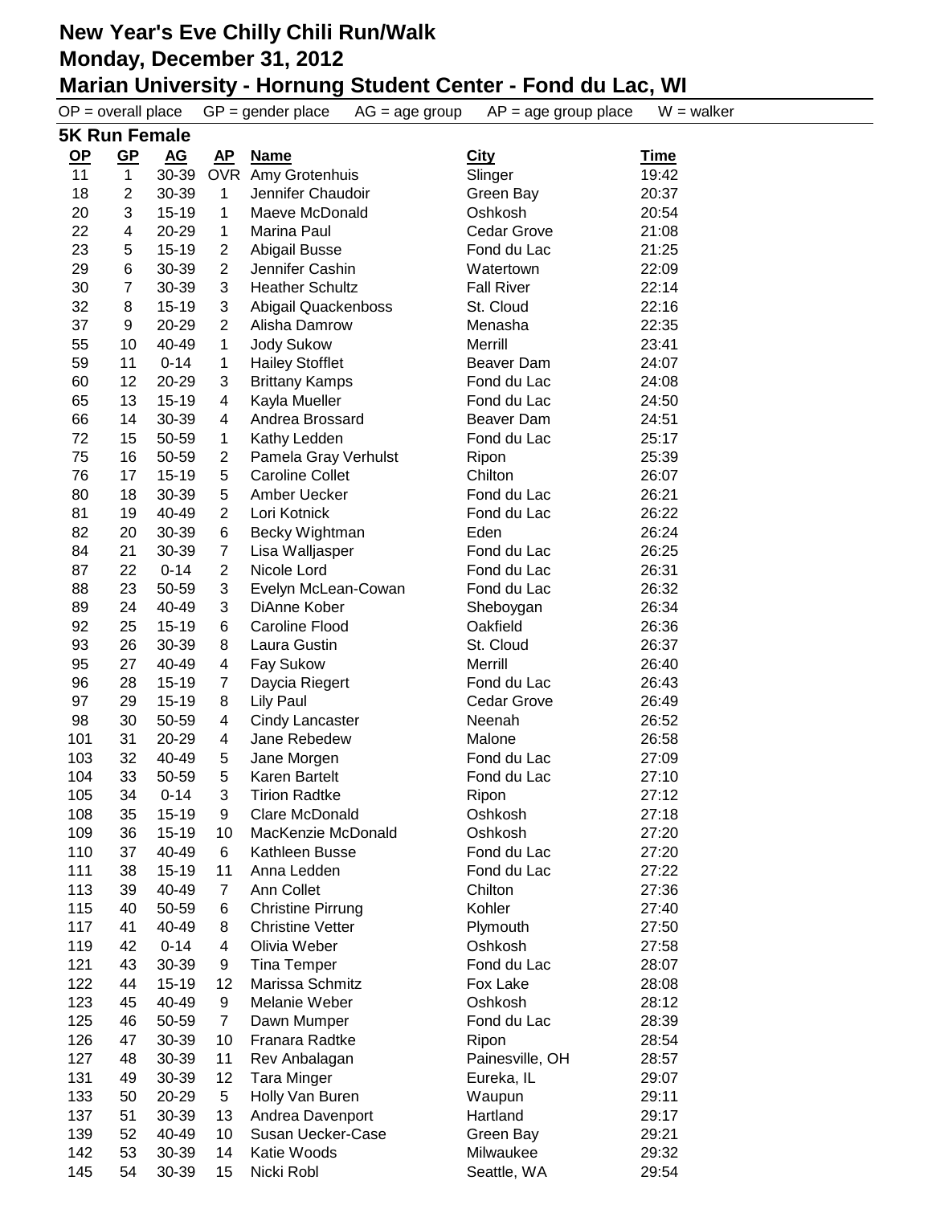# New Year's Eve Chilly Chili Run/Walk
# Monday, December 31, 2012
# Marian University - Hornung Student Center - Fond du Lac, WI

OP = overall place GP = gender place AG = age group AP = age group place W = walker

## 5K Run Female

| OP | GP | AG | AP | Name | City | Time |
|---|---|---|---|---|---|---|
| 11 | 1 | 30-39 | OVR | Amy Grotenhuis | Slinger | 19:42 |
| 18 | 2 | 30-39 | 1 | Jennifer Chaudoir | Green Bay | 20:37 |
| 20 | 3 | 15-19 | 1 | Maeve McDonald | Oshkosh | 20:54 |
| 22 | 4 | 20-29 | 1 | Marina Paul | Cedar Grove | 21:08 |
| 23 | 5 | 15-19 | 2 | Abigail Busse | Fond du Lac | 21:25 |
| 29 | 6 | 30-39 | 2 | Jennifer Cashin | Watertown | 22:09 |
| 30 | 7 | 30-39 | 3 | Heather Schultz | Fall River | 22:14 |
| 32 | 8 | 15-19 | 3 | Abigail Quackenboss | St. Cloud | 22:16 |
| 37 | 9 | 20-29 | 2 | Alisha Damrow | Menasha | 22:35 |
| 55 | 10 | 40-49 | 1 | Jody Sukow | Merrill | 23:41 |
| 59 | 11 | 0-14 | 1 | Hailey Stofflet | Beaver Dam | 24:07 |
| 60 | 12 | 20-29 | 3 | Brittany Kamps | Fond du Lac | 24:08 |
| 65 | 13 | 15-19 | 4 | Kayla Mueller | Fond du Lac | 24:50 |
| 66 | 14 | 30-39 | 4 | Andrea Brossard | Beaver Dam | 24:51 |
| 72 | 15 | 50-59 | 1 | Kathy Ledden | Fond du Lac | 25:17 |
| 75 | 16 | 50-59 | 2 | Pamela Gray Verhulst | Ripon | 25:39 |
| 76 | 17 | 15-19 | 5 | Caroline Collet | Chilton | 26:07 |
| 80 | 18 | 30-39 | 5 | Amber Uecker | Fond du Lac | 26:21 |
| 81 | 19 | 40-49 | 2 | Lori Kotnick | Fond du Lac | 26:22 |
| 82 | 20 | 30-39 | 6 | Becky Wightman | Eden | 26:24 |
| 84 | 21 | 30-39 | 7 | Lisa Walljasper | Fond du Lac | 26:25 |
| 87 | 22 | 0-14 | 2 | Nicole Lord | Fond du Lac | 26:31 |
| 88 | 23 | 50-59 | 3 | Evelyn McLean-Cowan | Fond du Lac | 26:32 |
| 89 | 24 | 40-49 | 3 | DiAnne Kober | Sheboygan | 26:34 |
| 92 | 25 | 15-19 | 6 | Caroline Flood | Oakfield | 26:36 |
| 93 | 26 | 30-39 | 8 | Laura Gustin | St. Cloud | 26:37 |
| 95 | 27 | 40-49 | 4 | Fay Sukow | Merrill | 26:40 |
| 96 | 28 | 15-19 | 7 | Daycia Riegert | Fond du Lac | 26:43 |
| 97 | 29 | 15-19 | 8 | Lily Paul | Cedar Grove | 26:49 |
| 98 | 30 | 50-59 | 4 | Cindy Lancaster | Neenah | 26:52 |
| 101 | 31 | 20-29 | 4 | Jane Rebedew | Malone | 26:58 |
| 103 | 32 | 40-49 | 5 | Jane Morgen | Fond du Lac | 27:09 |
| 104 | 33 | 50-59 | 5 | Karen Bartelt | Fond du Lac | 27:10 |
| 105 | 34 | 0-14 | 3 | Tirion Radtke | Ripon | 27:12 |
| 108 | 35 | 15-19 | 9 | Clare McDonald | Oshkosh | 27:18 |
| 109 | 36 | 15-19 | 10 | MacKenzie McDonald | Oshkosh | 27:20 |
| 110 | 37 | 40-49 | 6 | Kathleen Busse | Fond du Lac | 27:20 |
| 111 | 38 | 15-19 | 11 | Anna Ledden | Fond du Lac | 27:22 |
| 113 | 39 | 40-49 | 7 | Ann Collet | Chilton | 27:36 |
| 115 | 40 | 50-59 | 6 | Christine Pirrung | Kohler | 27:40 |
| 117 | 41 | 40-49 | 8 | Christine Vetter | Plymouth | 27:50 |
| 119 | 42 | 0-14 | 4 | Olivia Weber | Oshkosh | 27:58 |
| 121 | 43 | 30-39 | 9 | Tina Temper | Fond du Lac | 28:07 |
| 122 | 44 | 15-19 | 12 | Marissa Schmitz | Fox Lake | 28:08 |
| 123 | 45 | 40-49 | 9 | Melanie Weber | Oshkosh | 28:12 |
| 125 | 46 | 50-59 | 7 | Dawn Mumper | Fond du Lac | 28:39 |
| 126 | 47 | 30-39 | 10 | Franara Radtke | Ripon | 28:54 |
| 127 | 48 | 30-39 | 11 | Rev Anbalagan | Painesville, OH | 28:57 |
| 131 | 49 | 30-39 | 12 | Tara Minger | Eureka, IL | 29:07 |
| 133 | 50 | 20-29 | 5 | Holly Van Buren | Waupun | 29:11 |
| 137 | 51 | 30-39 | 13 | Andrea Davenport | Hartland | 29:17 |
| 139 | 52 | 40-49 | 10 | Susan Uecker-Case | Green Bay | 29:21 |
| 142 | 53 | 30-39 | 14 | Katie Woods | Milwaukee | 29:32 |
| 145 | 54 | 30-39 | 15 | Nicki Robl | Seattle, WA | 29:54 |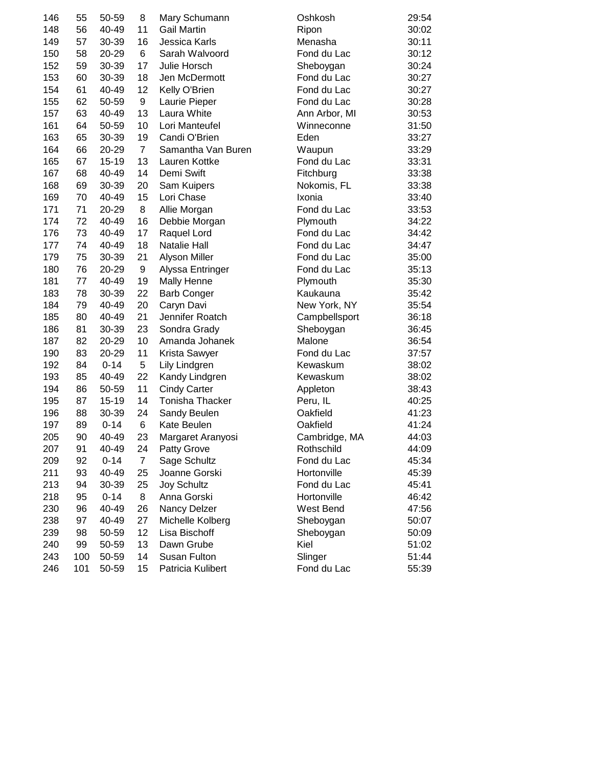| | | | | | | |
|---|---|---|---|---|---|---|
| 146 | 55 | 50-59 | 8 | Mary Schumann | Oshkosh | 29:54 |
| 148 | 56 | 40-49 | 11 | Gail Martin | Ripon | 30:02 |
| 149 | 57 | 30-39 | 16 | Jessica Karls | Menasha | 30:11 |
| 150 | 58 | 20-29 | 6 | Sarah Walvoord | Fond du Lac | 30:12 |
| 152 | 59 | 30-39 | 17 | Julie Horsch | Sheboygan | 30:24 |
| 153 | 60 | 30-39 | 18 | Jen McDermott | Fond du Lac | 30:27 |
| 154 | 61 | 40-49 | 12 | Kelly O'Brien | Fond du Lac | 30:27 |
| 155 | 62 | 50-59 | 9 | Laurie Pieper | Fond du Lac | 30:28 |
| 157 | 63 | 40-49 | 13 | Laura White | Ann Arbor, MI | 30:53 |
| 161 | 64 | 50-59 | 10 | Lori Manteufel | Winneconne | 31:50 |
| 163 | 65 | 30-39 | 19 | Candi O'Brien | Eden | 33:27 |
| 164 | 66 | 20-29 | 7 | Samantha Van Buren | Waupun | 33:29 |
| 165 | 67 | 15-19 | 13 | Lauren Kottke | Fond du Lac | 33:31 |
| 167 | 68 | 40-49 | 14 | Demi Swift | Fitchburg | 33:38 |
| 168 | 69 | 30-39 | 20 | Sam Kuipers | Nokomis, FL | 33:38 |
| 169 | 70 | 40-49 | 15 | Lori Chase | Ixonia | 33:40 |
| 171 | 71 | 20-29 | 8 | Allie Morgan | Fond du Lac | 33:53 |
| 174 | 72 | 40-49 | 16 | Debbie Morgan | Plymouth | 34:22 |
| 176 | 73 | 40-49 | 17 | Raquel Lord | Fond du Lac | 34:42 |
| 177 | 74 | 40-49 | 18 | Natalie Hall | Fond du Lac | 34:47 |
| 179 | 75 | 30-39 | 21 | Alyson Miller | Fond du Lac | 35:00 |
| 180 | 76 | 20-29 | 9 | Alyssa Entringer | Fond du Lac | 35:13 |
| 181 | 77 | 40-49 | 19 | Mally Henne | Plymouth | 35:30 |
| 183 | 78 | 30-39 | 22 | Barb Conger | Kaukauna | 35:42 |
| 184 | 79 | 40-49 | 20 | Caryn Davi | New York, NY | 35:54 |
| 185 | 80 | 40-49 | 21 | Jennifer Roatch | Campbellsport | 36:18 |
| 186 | 81 | 30-39 | 23 | Sondra Grady | Sheboygan | 36:45 |
| 187 | 82 | 20-29 | 10 | Amanda Johanek | Malone | 36:54 |
| 190 | 83 | 20-29 | 11 | Krista Sawyer | Fond du Lac | 37:57 |
| 192 | 84 | 0-14 | 5 | Lily Lindgren | Kewaskum | 38:02 |
| 193 | 85 | 40-49 | 22 | Kandy Lindgren | Kewaskum | 38:02 |
| 194 | 86 | 50-59 | 11 | Cindy Carter | Appleton | 38:43 |
| 195 | 87 | 15-19 | 14 | Tonisha Thacker | Peru, IL | 40:25 |
| 196 | 88 | 30-39 | 24 | Sandy Beulen | Oakfield | 41:23 |
| 197 | 89 | 0-14 | 6 | Kate Beulen | Oakfield | 41:24 |
| 205 | 90 | 40-49 | 23 | Margaret Aranyosi | Cambridge, MA | 44:03 |
| 207 | 91 | 40-49 | 24 | Patty Grove | Rothschild | 44:09 |
| 209 | 92 | 0-14 | 7 | Sage Schultz | Fond du Lac | 45:34 |
| 211 | 93 | 40-49 | 25 | Joanne Gorski | Hortonville | 45:39 |
| 213 | 94 | 30-39 | 25 | Joy Schultz | Fond du Lac | 45:41 |
| 218 | 95 | 0-14 | 8 | Anna Gorski | Hortonville | 46:42 |
| 230 | 96 | 40-49 | 26 | Nancy Delzer | West Bend | 47:56 |
| 238 | 97 | 40-49 | 27 | Michelle Kolberg | Sheboygan | 50:07 |
| 239 | 98 | 50-59 | 12 | Lisa Bischoff | Sheboygan | 50:09 |
| 240 | 99 | 50-59 | 13 | Dawn Grube | Kiel | 51:02 |
| 243 | 100 | 50-59 | 14 | Susan Fulton | Slinger | 51:44 |
| 246 | 101 | 50-59 | 15 | Patricia Kulibert | Fond du Lac | 55:39 |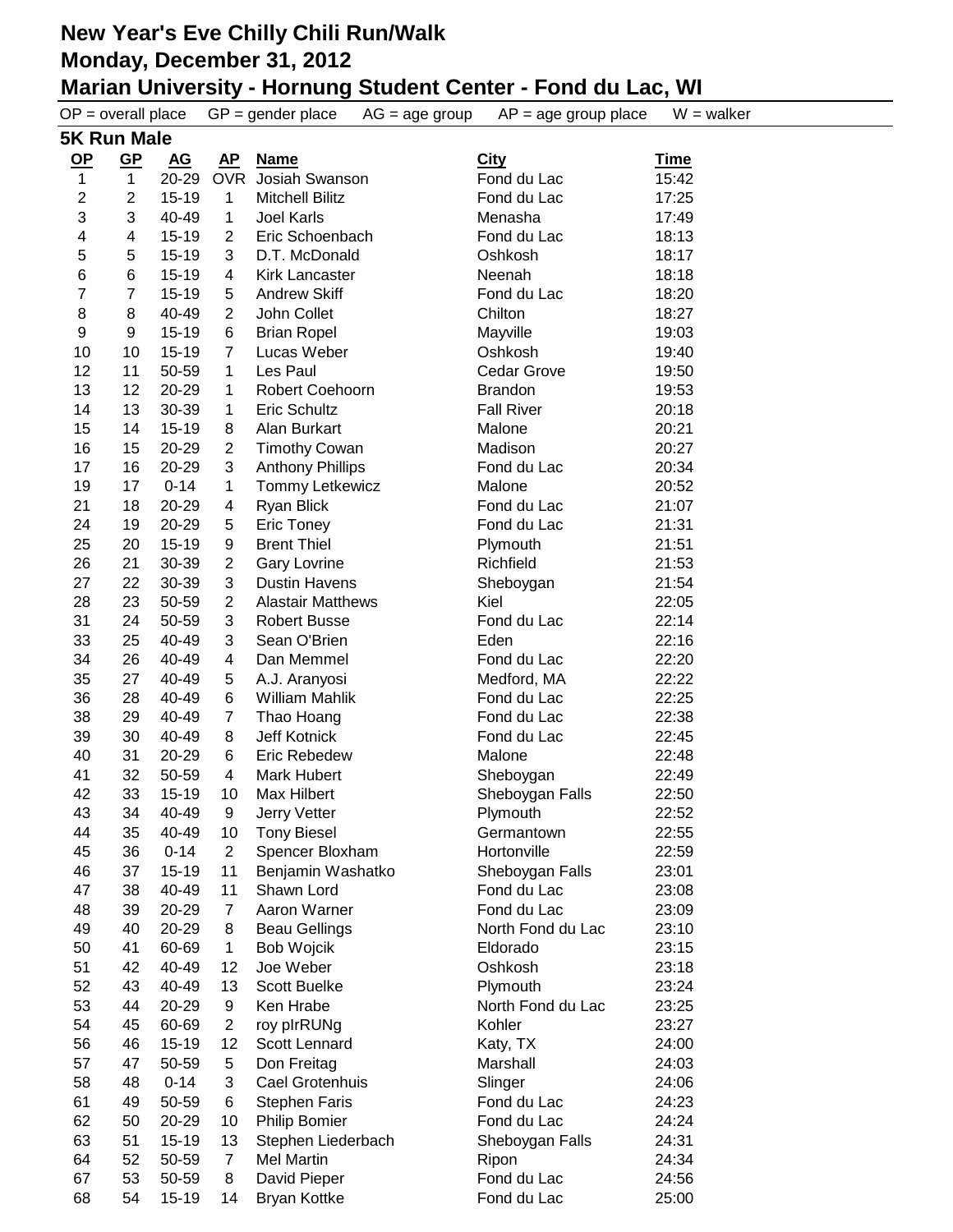# New Year's Eve Chilly Chili Run/Walk
## Monday, December 31, 2012
## Marian University - Hornung Student Center - Fond du Lac, WI

OP = overall place GP = gender place AG = age group AP = age group place W = walker

### 5K Run Male

| OP | GP | AG | AP | Name | City | Time |
|---|---|---|---|---|---|---|
| 1 | 1 | 20-29 | OVR | Josiah Swanson | Fond du Lac | 15:42 |
| 2 | 2 | 15-19 | 1 | Mitchell Bilitz | Fond du Lac | 17:25 |
| 3 | 3 | 40-49 | 1 | Joel Karls | Menasha | 17:49 |
| 4 | 4 | 15-19 | 2 | Eric Schoenbach | Fond du Lac | 18:13 |
| 5 | 5 | 15-19 | 3 | D.T. McDonald | Oshkosh | 18:17 |
| 6 | 6 | 15-19 | 4 | Kirk Lancaster | Neenah | 18:18 |
| 7 | 7 | 15-19 | 5 | Andrew Skiff | Fond du Lac | 18:20 |
| 8 | 8 | 40-49 | 2 | John Collet | Chilton | 18:27 |
| 9 | 9 | 15-19 | 6 | Brian Ropel | Mayville | 19:03 |
| 10 | 10 | 15-19 | 7 | Lucas Weber | Oshkosh | 19:40 |
| 12 | 11 | 50-59 | 1 | Les Paul | Cedar Grove | 19:50 |
| 13 | 12 | 20-29 | 1 | Robert Coehoorn | Brandon | 19:53 |
| 14 | 13 | 30-39 | 1 | Eric Schultz | Fall River | 20:18 |
| 15 | 14 | 15-19 | 8 | Alan Burkart | Malone | 20:21 |
| 16 | 15 | 20-29 | 2 | Timothy Cowan | Madison | 20:27 |
| 17 | 16 | 20-29 | 3 | Anthony Phillips | Fond du Lac | 20:34 |
| 19 | 17 | 0-14 | 1 | Tommy Letkewicz | Malone | 20:52 |
| 21 | 18 | 20-29 | 4 | Ryan Blick | Fond du Lac | 21:07 |
| 24 | 19 | 20-29 | 5 | Eric Toney | Fond du Lac | 21:31 |
| 25 | 20 | 15-19 | 9 | Brent Thiel | Plymouth | 21:51 |
| 26 | 21 | 30-39 | 2 | Gary Lovrine | Richfield | 21:53 |
| 27 | 22 | 30-39 | 3 | Dustin Havens | Sheboygan | 21:54 |
| 28 | 23 | 50-59 | 2 | Alastair Matthews | Kiel | 22:05 |
| 31 | 24 | 50-59 | 3 | Robert Busse | Fond du Lac | 22:14 |
| 33 | 25 | 40-49 | 3 | Sean O'Brien | Eden | 22:16 |
| 34 | 26 | 40-49 | 4 | Dan Memmel | Fond du Lac | 22:20 |
| 35 | 27 | 40-49 | 5 | A.J. Aranyosi | Medford, MA | 22:22 |
| 36 | 28 | 40-49 | 6 | William Mahlik | Fond du Lac | 22:25 |
| 38 | 29 | 40-49 | 7 | Thao Hoang | Fond du Lac | 22:38 |
| 39 | 30 | 40-49 | 8 | Jeff Kotnick | Fond du Lac | 22:45 |
| 40 | 31 | 20-29 | 6 | Eric Rebedew | Malone | 22:48 |
| 41 | 32 | 50-59 | 4 | Mark Hubert | Sheboygan | 22:49 |
| 42 | 33 | 15-19 | 10 | Max Hilbert | Sheboygan Falls | 22:50 |
| 43 | 34 | 40-49 | 9 | Jerry Vetter | Plymouth | 22:52 |
| 44 | 35 | 40-49 | 10 | Tony Biesel | Germantown | 22:55 |
| 45 | 36 | 0-14 | 2 | Spencer Bloxham | Hortonville | 22:59 |
| 46 | 37 | 15-19 | 11 | Benjamin Washatko | Sheboygan Falls | 23:01 |
| 47 | 38 | 40-49 | 11 | Shawn Lord | Fond du Lac | 23:08 |
| 48 | 39 | 20-29 | 7 | Aaron Warner | Fond du Lac | 23:09 |
| 49 | 40 | 20-29 | 8 | Beau Gellings | North Fond du Lac | 23:10 |
| 50 | 41 | 60-69 | 1 | Bob Wojcik | Eldorado | 23:15 |
| 51 | 42 | 40-49 | 12 | Joe Weber | Oshkosh | 23:18 |
| 52 | 43 | 40-49 | 13 | Scott Buelke | Plymouth | 23:24 |
| 53 | 44 | 20-29 | 9 | Ken Hrabe | North Fond du Lac | 23:25 |
| 54 | 45 | 60-69 | 2 | roy pIrRUNg | Kohler | 23:27 |
| 56 | 46 | 15-19 | 12 | Scott Lennard | Katy, TX | 24:00 |
| 57 | 47 | 50-59 | 5 | Don Freitag | Marshall | 24:03 |
| 58 | 48 | 0-14 | 3 | Cael Grotenhuis | Slinger | 24:06 |
| 61 | 49 | 50-59 | 6 | Stephen Faris | Fond du Lac | 24:23 |
| 62 | 50 | 20-29 | 10 | Philip Bomier | Fond du Lac | 24:24 |
| 63 | 51 | 15-19 | 13 | Stephen Liederbach | Sheboygan Falls | 24:31 |
| 64 | 52 | 50-59 | 7 | Mel Martin | Ripon | 24:34 |
| 67 | 53 | 50-59 | 8 | David Pieper | Fond du Lac | 24:56 |
| 68 | 54 | 15-19 | 14 | Bryan Kottke | Fond du Lac | 25:00 |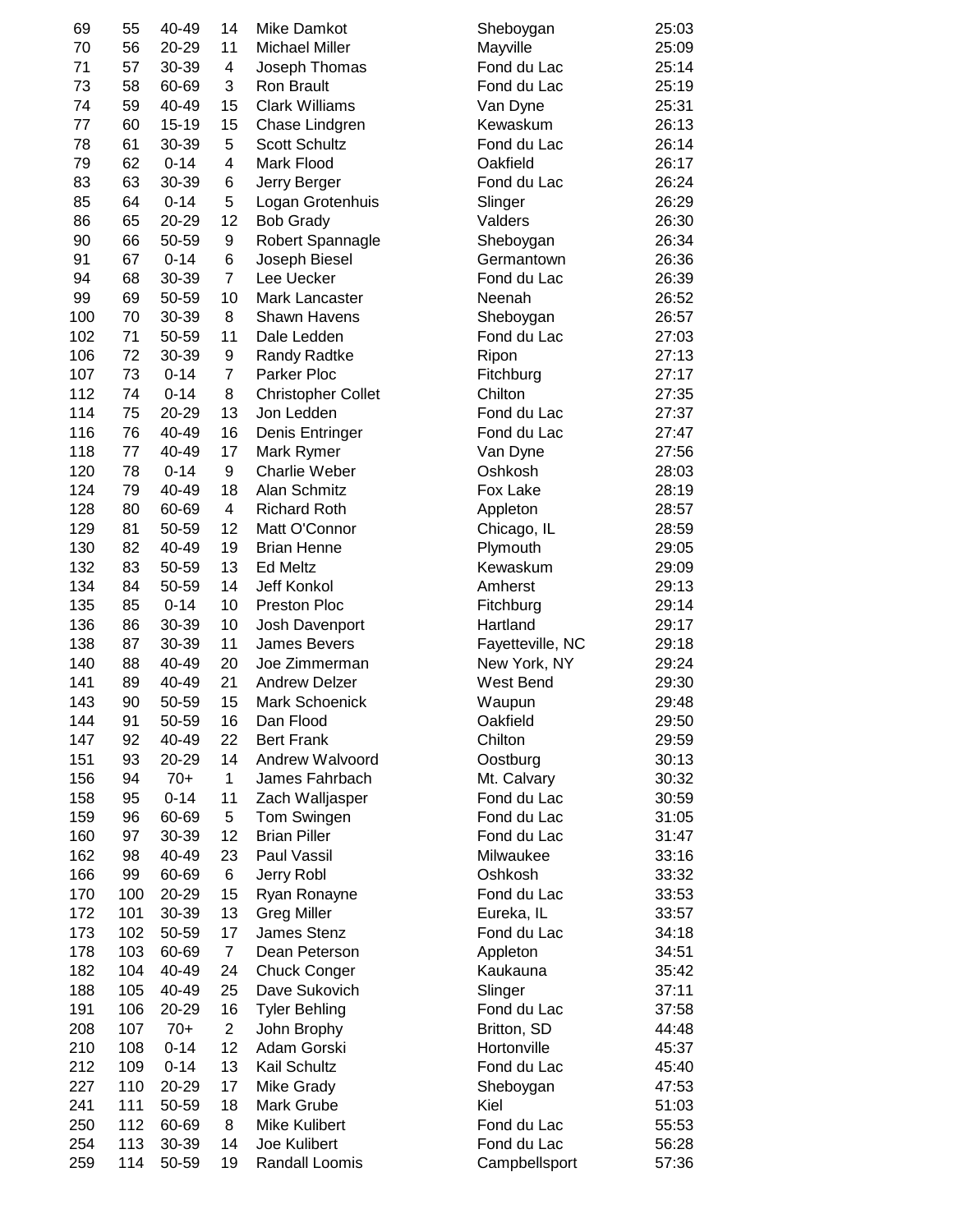| | | | | | | |
|---|---|---|---|---|---|---|
| 69 | 55 | 40-49 | 14 | Mike Damkot | Sheboygan | 25:03 |
| 70 | 56 | 20-29 | 11 | Michael Miller | Mayville | 25:09 |
| 71 | 57 | 30-39 | 4 | Joseph Thomas | Fond du Lac | 25:14 |
| 73 | 58 | 60-69 | 3 | Ron Brault | Fond du Lac | 25:19 |
| 74 | 59 | 40-49 | 15 | Clark Williams | Van Dyne | 25:31 |
| 77 | 60 | 15-19 | 15 | Chase Lindgren | Kewaskum | 26:13 |
| 78 | 61 | 30-39 | 5 | Scott Schultz | Fond du Lac | 26:14 |
| 79 | 62 | 0-14 | 4 | Mark Flood | Oakfield | 26:17 |
| 83 | 63 | 30-39 | 6 | Jerry Berger | Fond du Lac | 26:24 |
| 85 | 64 | 0-14 | 5 | Logan Grotenhuis | Slinger | 26:29 |
| 86 | 65 | 20-29 | 12 | Bob Grady | Valders | 26:30 |
| 90 | 66 | 50-59 | 9 | Robert Spannagle | Sheboygan | 26:34 |
| 91 | 67 | 0-14 | 6 | Joseph Biesel | Germantown | 26:36 |
| 94 | 68 | 30-39 | 7 | Lee Uecker | Fond du Lac | 26:39 |
| 99 | 69 | 50-59 | 10 | Mark Lancaster | Neenah | 26:52 |
| 100 | 70 | 30-39 | 8 | Shawn Havens | Sheboygan | 26:57 |
| 102 | 71 | 50-59 | 11 | Dale Ledden | Fond du Lac | 27:03 |
| 106 | 72 | 30-39 | 9 | Randy Radtke | Ripon | 27:13 |
| 107 | 73 | 0-14 | 7 | Parker Ploc | Fitchburg | 27:17 |
| 112 | 74 | 0-14 | 8 | Christopher Collet | Chilton | 27:35 |
| 114 | 75 | 20-29 | 13 | Jon Ledden | Fond du Lac | 27:37 |
| 116 | 76 | 40-49 | 16 | Denis Entringer | Fond du Lac | 27:47 |
| 118 | 77 | 40-49 | 17 | Mark Rymer | Van Dyne | 27:56 |
| 120 | 78 | 0-14 | 9 | Charlie Weber | Oshkosh | 28:03 |
| 124 | 79 | 40-49 | 18 | Alan Schmitz | Fox Lake | 28:19 |
| 128 | 80 | 60-69 | 4 | Richard Roth | Appleton | 28:57 |
| 129 | 81 | 50-59 | 12 | Matt O'Connor | Chicago, IL | 28:59 |
| 130 | 82 | 40-49 | 19 | Brian Henne | Plymouth | 29:05 |
| 132 | 83 | 50-59 | 13 | Ed Meltz | Kewaskum | 29:09 |
| 134 | 84 | 50-59 | 14 | Jeff Konkol | Amherst | 29:13 |
| 135 | 85 | 0-14 | 10 | Preston Ploc | Fitchburg | 29:14 |
| 136 | 86 | 30-39 | 10 | Josh Davenport | Hartland | 29:17 |
| 138 | 87 | 30-39 | 11 | James Bevers | Fayetteville, NC | 29:18 |
| 140 | 88 | 40-49 | 20 | Joe Zimmerman | New York, NY | 29:24 |
| 141 | 89 | 40-49 | 21 | Andrew Delzer | West Bend | 29:30 |
| 143 | 90 | 50-59 | 15 | Mark Schoenick | Waupun | 29:48 |
| 144 | 91 | 50-59 | 16 | Dan Flood | Oakfield | 29:50 |
| 147 | 92 | 40-49 | 22 | Bert Frank | Chilton | 29:59 |
| 151 | 93 | 20-29 | 14 | Andrew Walvoord | Oostburg | 30:13 |
| 156 | 94 | 70+ | 1 | James Fahrbach | Mt. Calvary | 30:32 |
| 158 | 95 | 0-14 | 11 | Zach Walljasper | Fond du Lac | 30:59 |
| 159 | 96 | 60-69 | 5 | Tom Swingen | Fond du Lac | 31:05 |
| 160 | 97 | 30-39 | 12 | Brian Piller | Fond du Lac | 31:47 |
| 162 | 98 | 40-49 | 23 | Paul Vassil | Milwaukee | 33:16 |
| 166 | 99 | 60-69 | 6 | Jerry Robl | Oshkosh | 33:32 |
| 170 | 100 | 20-29 | 15 | Ryan Ronayne | Fond du Lac | 33:53 |
| 172 | 101 | 30-39 | 13 | Greg Miller | Eureka, IL | 33:57 |
| 173 | 102 | 50-59 | 17 | James Stenz | Fond du Lac | 34:18 |
| 178 | 103 | 60-69 | 7 | Dean Peterson | Appleton | 34:51 |
| 182 | 104 | 40-49 | 24 | Chuck Conger | Kaukauna | 35:42 |
| 188 | 105 | 40-49 | 25 | Dave Sukovich | Slinger | 37:11 |
| 191 | 106 | 20-29 | 16 | Tyler Behling | Fond du Lac | 37:58 |
| 208 | 107 | 70+ | 2 | John Brophy | Britton, SD | 44:48 |
| 210 | 108 | 0-14 | 12 | Adam Gorski | Hortonville | 45:37 |
| 212 | 109 | 0-14 | 13 | Kail Schultz | Fond du Lac | 45:40 |
| 227 | 110 | 20-29 | 17 | Mike Grady | Sheboygan | 47:53 |
| 241 | 111 | 50-59 | 18 | Mark Grube | Kiel | 51:03 |
| 250 | 112 | 60-69 | 8 | Mike Kulibert | Fond du Lac | 55:53 |
| 254 | 113 | 30-39 | 14 | Joe Kulibert | Fond du Lac | 56:28 |
| 259 | 114 | 50-59 | 19 | Randall Loomis | Campbellsport | 57:36 |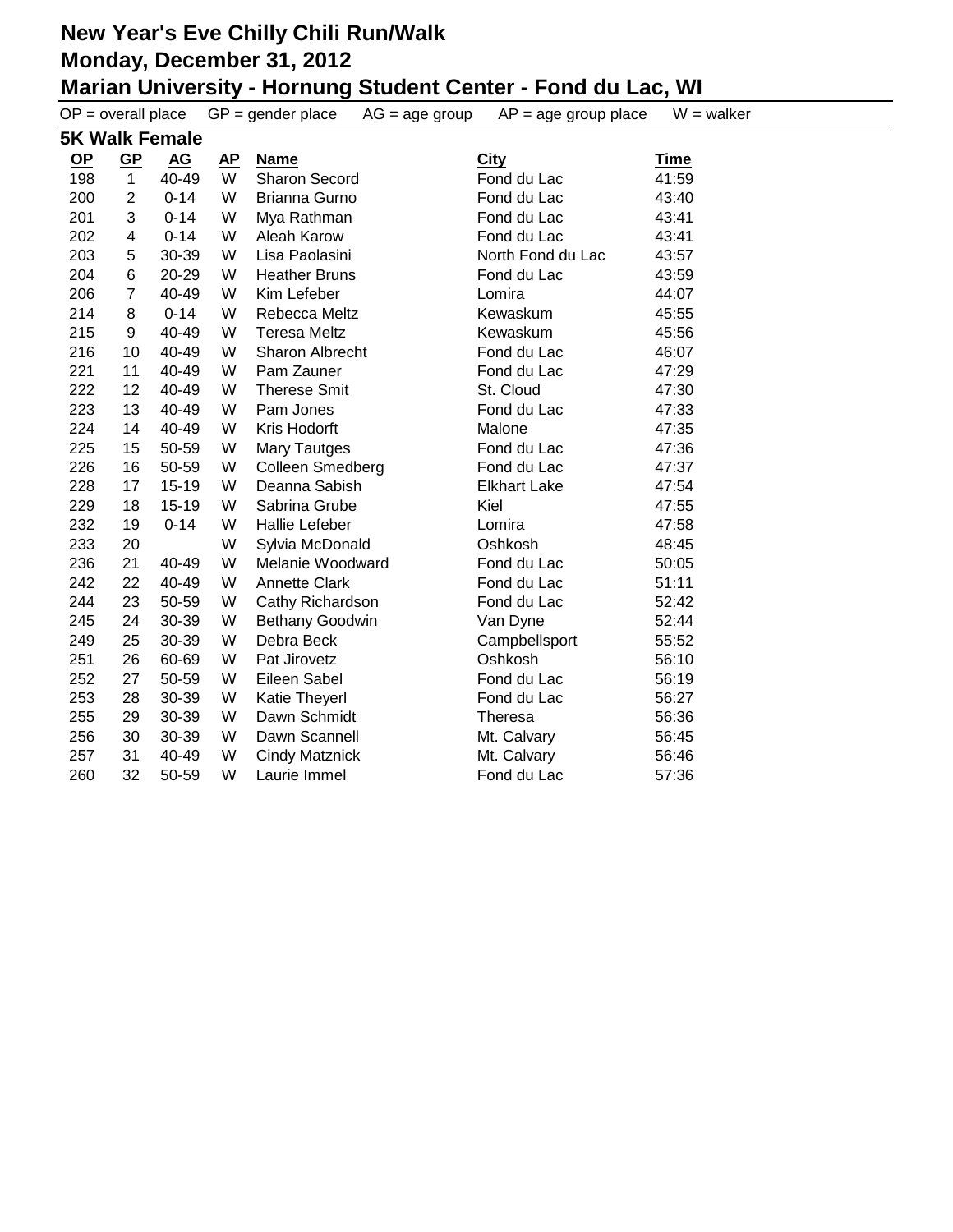# New Year's Eve Chilly Chili Run/Walk
## Monday, December 31, 2012
## Marian University - Hornung Student Center - Fond du Lac, WI

OP = overall place GP = gender place AG = age group AP = age group place W = walker

### 5K Walk Female

| OP | GP | AG | AP | Name | City | Time |
|---|---|---|---|---|---|---|
| 198 | 1 | 40-49 | W | Sharon Secord | Fond du Lac | 41:59 |
| 200 | 2 | 0-14 | W | Brianna Gurno | Fond du Lac | 43:40 |
| 201 | 3 | 0-14 | W | Mya Rathman | Fond du Lac | 43:41 |
| 202 | 4 | 0-14 | W | Aleah Karow | Fond du Lac | 43:41 |
| 203 | 5 | 30-39 | W | Lisa Paolasini | North Fond du Lac | 43:57 |
| 204 | 6 | 20-29 | W | Heather Bruns | Fond du Lac | 43:59 |
| 206 | 7 | 40-49 | W | Kim Lefeber | Lomira | 44:07 |
| 214 | 8 | 0-14 | W | Rebecca Meltz | Kewaskum | 45:55 |
| 215 | 9 | 40-49 | W | Teresa Meltz | Kewaskum | 45:56 |
| 216 | 10 | 40-49 | W | Sharon Albrecht | Fond du Lac | 46:07 |
| 221 | 11 | 40-49 | W | Pam Zauner | Fond du Lac | 47:29 |
| 222 | 12 | 40-49 | W | Therese Smit | St. Cloud | 47:30 |
| 223 | 13 | 40-49 | W | Pam Jones | Fond du Lac | 47:33 |
| 224 | 14 | 40-49 | W | Kris Hodorft | Malone | 47:35 |
| 225 | 15 | 50-59 | W | Mary Tautges | Fond du Lac | 47:36 |
| 226 | 16 | 50-59 | W | Colleen Smedberg | Fond du Lac | 47:37 |
| 228 | 17 | 15-19 | W | Deanna Sabish | Elkhart Lake | 47:54 |
| 229 | 18 | 15-19 | W | Sabrina Grube | Kiel | 47:55 |
| 232 | 19 | 0-14 | W | Hallie Lefeber | Lomira | 47:58 |
| 233 | 20 | | W | Sylvia McDonald | Oshkosh | 48:45 |
| 236 | 21 | 40-49 | W | Melanie Woodward | Fond du Lac | 50:05 |
| 242 | 22 | 40-49 | W | Annette Clark | Fond du Lac | 51:11 |
| 244 | 23 | 50-59 | W | Cathy Richardson | Fond du Lac | 52:42 |
| 245 | 24 | 30-39 | W | Bethany Goodwin | Van Dyne | 52:44 |
| 249 | 25 | 30-39 | W | Debra Beck | Campbellsport | 55:52 |
| 251 | 26 | 60-69 | W | Pat Jirovetz | Oshkosh | 56:10 |
| 252 | 27 | 50-59 | W | Eileen Sabel | Fond du Lac | 56:19 |
| 253 | 28 | 30-39 | W | Katie Theyerl | Fond du Lac | 56:27 |
| 255 | 29 | 30-39 | W | Dawn Schmidt | Theresa | 56:36 |
| 256 | 30 | 30-39 | W | Dawn Scannell | Mt. Calvary | 56:45 |
| 257 | 31 | 40-49 | W | Cindy Matznick | Mt. Calvary | 56:46 |
| 260 | 32 | 50-59 | W | Laurie Immel | Fond du Lac | 57:36 |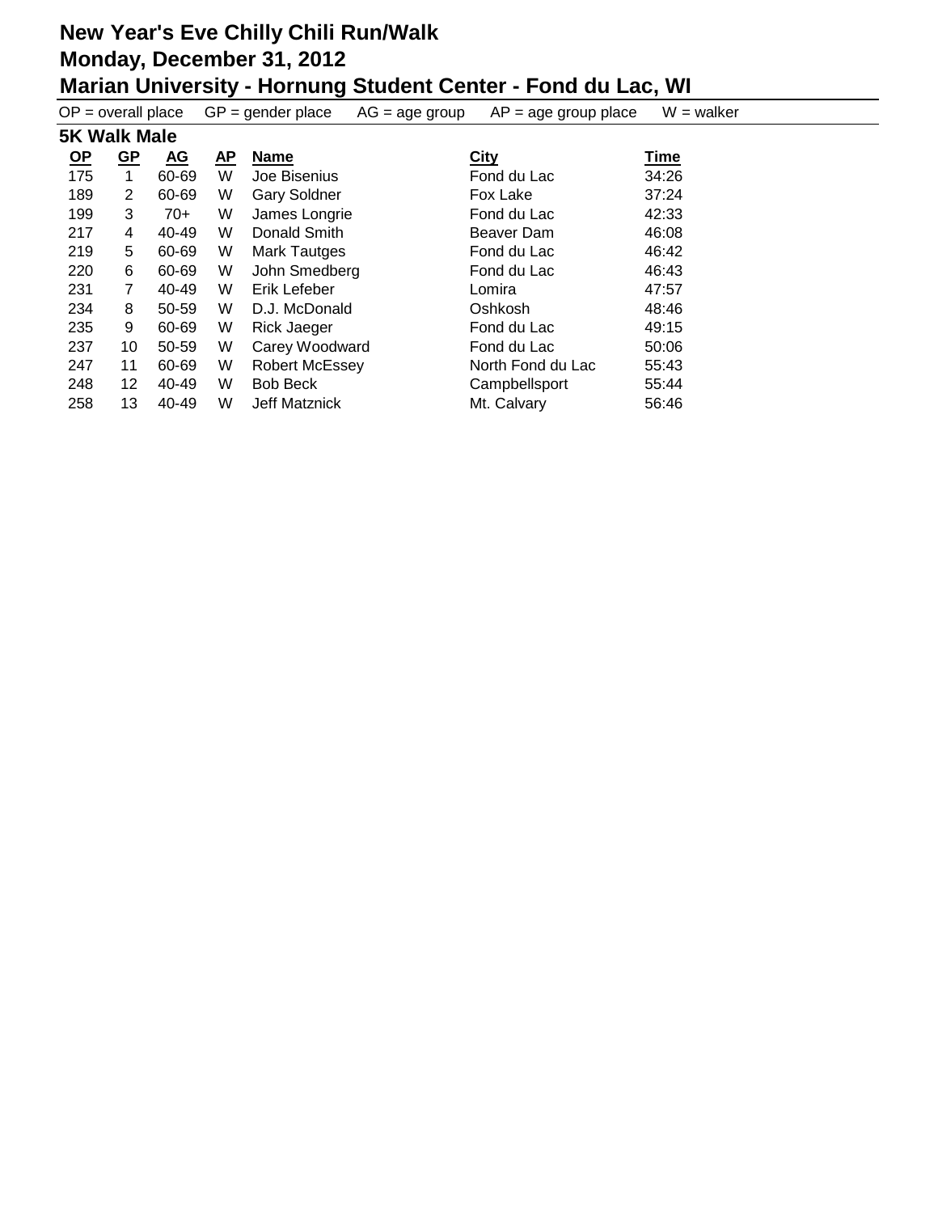# New Year's Eve Chilly Chili Run/Walk
## Monday, December 31, 2012
## Marian University - Hornung Student Center - Fond du Lac, WI

OP = overall place GP = gender place AG = age group AP = age group place W = walker

### 5K Walk Male

| OP | GP | AG | AP | Name | City | Time |
|---|---|---|---|---|---|---|
| 175 | 1 | 60-69 | W | Joe Bisenius | Fond du Lac | 34:26 |
| 189 | 2 | 60-69 | W | Gary Soldner | Fox Lake | 37:24 |
| 199 | 3 | 70+ | W | James Longrie | Fond du Lac | 42:33 |
| 217 | 4 | 40-49 | W | Donald Smith | Beaver Dam | 46:08 |
| 219 | 5 | 60-69 | W | Mark Tautges | Fond du Lac | 46:42 |
| 220 | 6 | 60-69 | W | John Smedberg | Fond du Lac | 46:43 |
| 231 | 7 | 40-49 | W | Erik Lefeber | Lomira | 47:57 |
| 234 | 8 | 50-59 | W | D.J. McDonald | Oshkosh | 48:46 |
| 235 | 9 | 60-69 | W | Rick Jaeger | Fond du Lac | 49:15 |
| 237 | 10 | 50-59 | W | Carey Woodward | Fond du Lac | 50:06 |
| 247 | 11 | 60-69 | W | Robert McEssey | North Fond du Lac | 55:43 |
| 248 | 12 | 40-49 | W | Bob Beck | Campbellsport | 55:44 |
| 258 | 13 | 40-49 | W | Jeff Matznick | Mt. Calvary | 56:46 |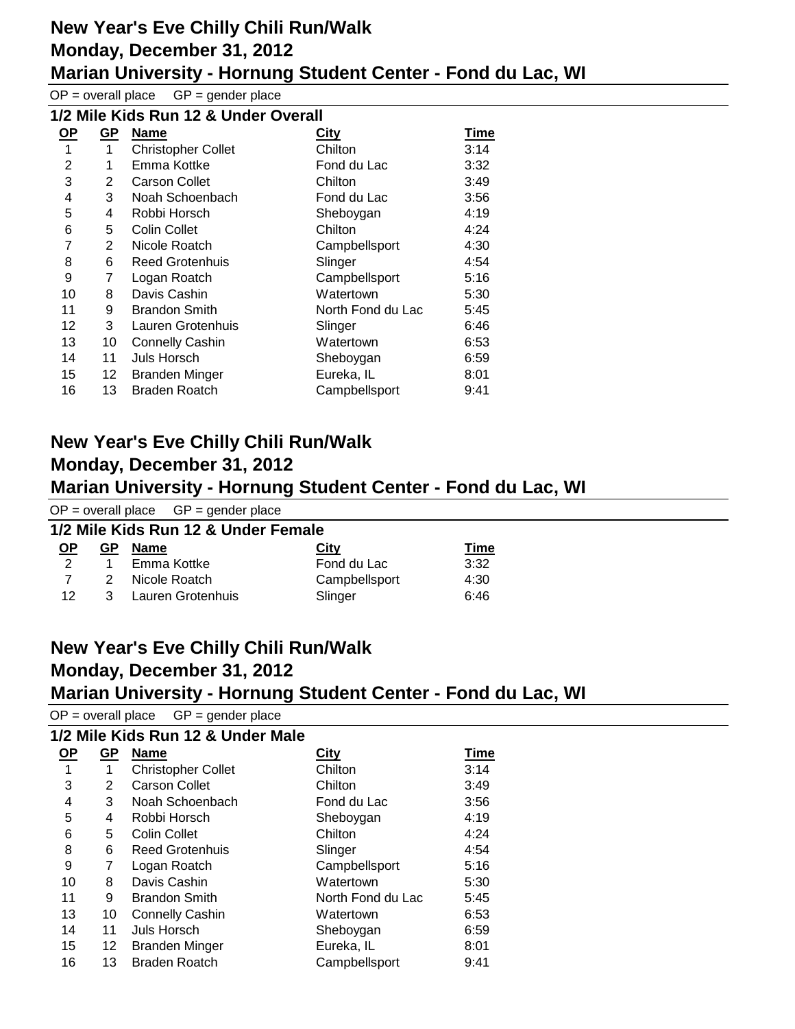# New Year's Eve Chilly Chili Run/Walk
## Monday, December 31, 2012
## Marian University - Hornung Student Center - Fond du Lac, WI

OP = overall place GP = gender place

### 1/2 Mile Kids Run 12 & Under Overall

| OP | GP | Name | City | Time |
|---|---|---|---|---|
| 1 | 1 | Christopher Collet | Chilton | 3:14 |
| 2 | 1 | Emma Kottke | Fond du Lac | 3:32 |
| 3 | 2 | Carson Collet | Chilton | 3:49 |
| 4 | 3 | Noah Schoenbach | Fond du Lac | 3:56 |
| 5 | 4 | Robbi Horsch | Sheboygan | 4:19 |
| 6 | 5 | Colin Collet | Chilton | 4:24 |
| 7 | 2 | Nicole Roatch | Campbellsport | 4:30 |
| 8 | 6 | Reed Grotenhuis | Slinger | 4:54 |
| 9 | 7 | Logan Roatch | Campbellsport | 5:16 |
| 10 | 8 | Davis Cashin | Watertown | 5:30 |
| 11 | 9 | Brandon Smith | North Fond du Lac | 5:45 |
| 12 | 3 | Lauren Grotenhuis | Slinger | 6:46 |
| 13 | 10 | Connelly Cashin | Watertown | 6:53 |
| 14 | 11 | Juls Horsch | Sheboygan | 6:59 |
| 15 | 12 | Branden Minger | Eureka, IL | 8:01 |
| 16 | 13 | Braden Roatch | Campbellsport | 9:41 |

# New Year's Eve Chilly Chili Run/Walk
## Monday, December 31, 2012
## Marian University - Hornung Student Center - Fond du Lac, WI

OP = overall place GP = gender place

### 1/2 Mile Kids Run 12 & Under Female

| OP | GP | Name | City | Time |
|---|---|---|---|---|
| 2 | 1 | Emma Kottke | Fond du Lac | 3:32 |
| 7 | 2 | Nicole Roatch | Campbellsport | 4:30 |
| 12 | 3 | Lauren Grotenhuis | Slinger | 6:46 |

# New Year's Eve Chilly Chili Run/Walk
## Monday, December 31, 2012
## Marian University - Hornung Student Center - Fond du Lac, WI

OP = overall place GP = gender place

### 1/2 Mile Kids Run 12 & Under Male

| OP | GP | Name | City | Time |
|---|---|---|---|---|
| 1 | 1 | Christopher Collet | Chilton | 3:14 |
| 3 | 2 | Carson Collet | Chilton | 3:49 |
| 4 | 3 | Noah Schoenbach | Fond du Lac | 3:56 |
| 5 | 4 | Robbi Horsch | Sheboygan | 4:19 |
| 6 | 5 | Colin Collet | Chilton | 4:24 |
| 8 | 6 | Reed Grotenhuis | Slinger | 4:54 |
| 9 | 7 | Logan Roatch | Campbellsport | 5:16 |
| 10 | 8 | Davis Cashin | Watertown | 5:30 |
| 11 | 9 | Brandon Smith | North Fond du Lac | 5:45 |
| 13 | 10 | Connelly Cashin | Watertown | 6:53 |
| 14 | 11 | Juls Horsch | Sheboygan | 6:59 |
| 15 | 12 | Branden Minger | Eureka, IL | 8:01 |
| 16 | 13 | Braden Roatch | Campbellsport | 9:41 |